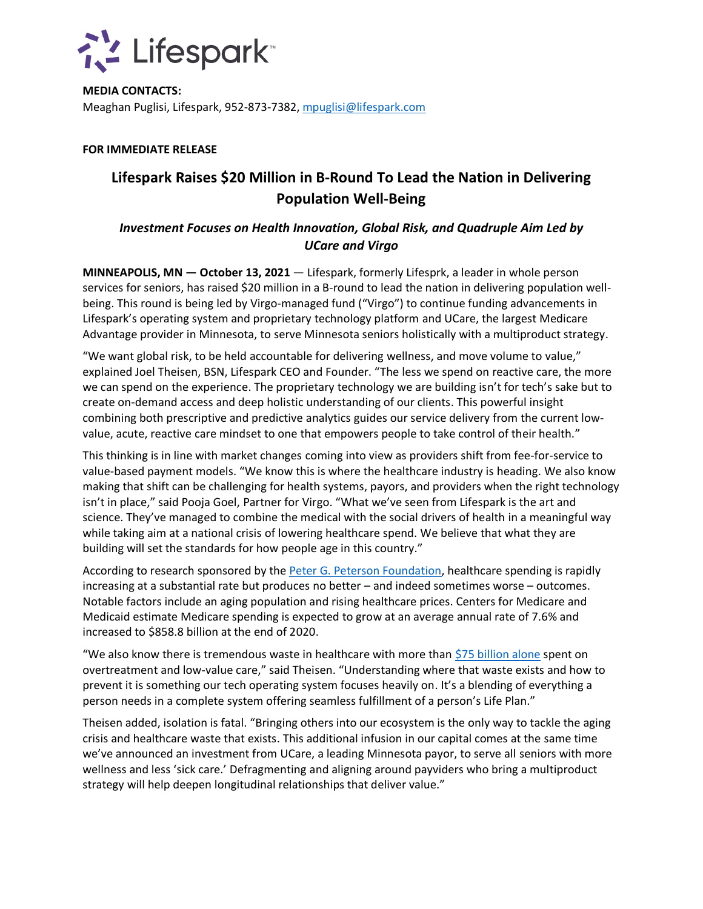Lifespark™

**MEDIA CONTACTS:**
Meaghan Puglisi, Lifespark, 952-873-7382, [mpuglisi@lifespark.com](mailto:mpuglisi@lifespark.com)

**FOR IMMEDIATE RELEASE**

# Lifespark Raises $20 Million in B-Round To Lead the Nation in Delivering Population Well-Being

### *Investment Focuses on Health Innovation, Global Risk, and Quadruple Aim Led by UCare and Virgo*

**MINNEAPOLIS, MN — October 13, 2021** — Lifespark, formerly Lifesprk, a leader in whole person services for seniors, has raised $20 million in a B-round to lead the nation in delivering population well-being. This round is being led by Virgo-managed fund ("Virgo") to continue funding advancements in Lifespark's operating system and proprietary technology platform and UCare, the largest Medicare Advantage provider in Minnesota, to serve Minnesota seniors holistically with a multiproduct strategy.

"We want global risk, to be held accountable for delivering wellness, and move volume to value," explained Joel Theisen, BSN, Lifespark CEO and Founder. "The less we spend on reactive care, the more we can spend on the experience. The proprietary technology we are building isn't for tech's sake but to create on-demand access and deep holistic understanding of our clients. This powerful insight combining both prescriptive and predictive analytics guides our service delivery from the current low-value, acute, reactive care mindset to one that empowers people to take control of their health."

This thinking is in line with market changes coming into view as providers shift from fee-for-service to value-based payment models. "We know this is where the healthcare industry is heading. We also know making that shift can be challenging for health systems, payors, and providers when the right technology isn't in place," said Pooja Goel, Partner for Virgo. "What we've seen from Lifespark is the art and science. They've managed to combine the medical with the social drivers of health in a meaningful way while taking aim at a national crisis of lowering healthcare spend. We believe that what they are building will set the standards for how people age in this country."

According to research sponsored by the Peter G. Peterson Foundation, healthcare spending is rapidly increasing at a substantial rate but produces no better – and indeed sometimes worse – outcomes. Notable factors include an aging population and rising healthcare prices. Centers for Medicare and Medicaid estimate Medicare spending is expected to grow at an average annual rate of 7.6% and increased to $858.8 billion at the end of 2020.

"We also know there is tremendous waste in healthcare with more than $75 billion alone spent on overtreatment and low-value care," said Theisen. "Understanding where that waste exists and how to prevent it is something our tech operating system focuses heavily on. It's a blending of everything a person needs in a complete system offering seamless fulfillment of a person's Life Plan."

Theisen added, isolation is fatal. "Bringing others into our ecosystem is the only way to tackle the aging crisis and healthcare waste that exists. This additional infusion in our capital comes at the same time we've announced an investment from UCare, a leading Minnesota payor, to serve all seniors with more wellness and less 'sick care.' Defragmenting and aligning around payviders who bring a multiproduct strategy will help deepen longitudinal relationships that deliver value."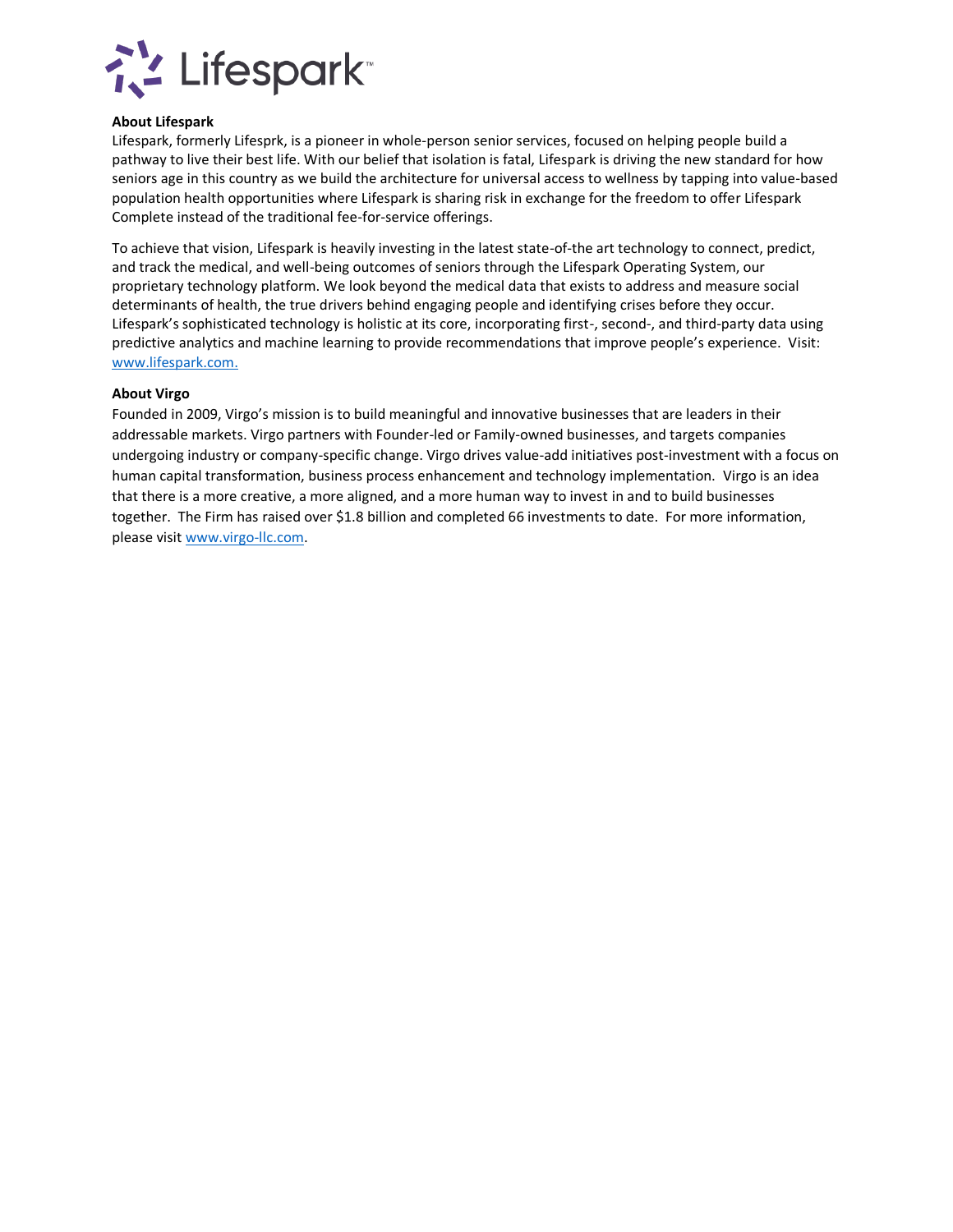**About Lifespark**

Lifespark, formerly Lifesprk, is a pioneer in whole-person senior services, focused on helping people build a pathway to live their best life. With our belief that isolation is fatal, Lifespark is driving the new standard for how seniors age in this country as we build the architecture for universal access to wellness by tapping into value-based population health opportunities where Lifespark is sharing risk in exchange for the freedom to offer Lifespark Complete instead of the traditional fee-for-service offerings.

To achieve that vision, Lifespark is heavily investing in the latest state-of-the art technology to connect, predict, and track the medical, and well-being outcomes of seniors through the Lifespark Operating System, our proprietary technology platform. We look beyond the medical data that exists to address and measure social determinants of health, the true drivers behind engaging people and identifying crises before they occur. Lifespark's sophisticated technology is holistic at its core, incorporating first-, second-, and third-party data using predictive analytics and machine learning to provide recommendations that improve people's experience. Visit: www.lifespark.com.

**About Virgo**

Founded in 2009, Virgo's mission is to build meaningful and innovative businesses that are leaders in their addressable markets. Virgo partners with Founder-led or Family-owned businesses, and targets companies undergoing industry or company-specific change. Virgo drives value-add initiatives post-investment with a focus on human capital transformation, business process enhancement and technology implementation. Virgo is an idea that there is a more creative, a more aligned, and a more human way to invest in and to build businesses together. The Firm has raised over $1.8 billion and completed 66 investments to date. For more information, please visit www.virgo-llc.com.